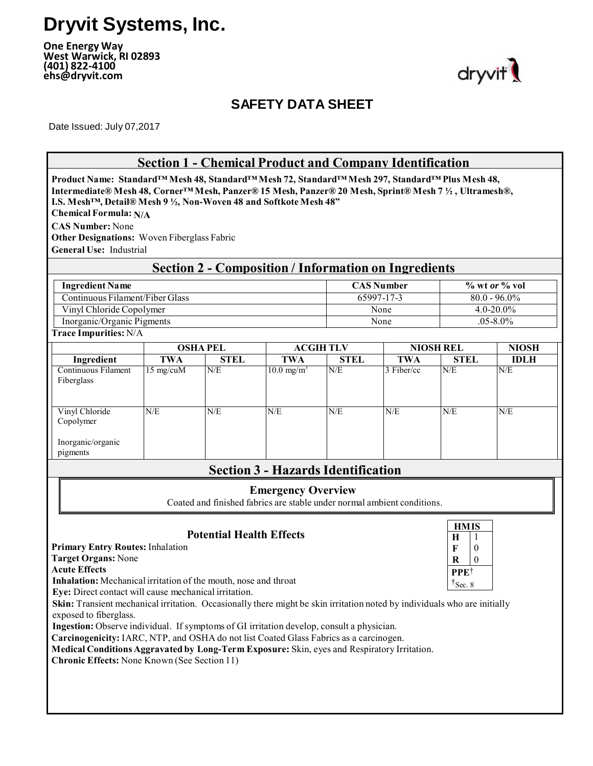# Dryvit Systems, Inc.

**One Energy Way**
**West Warwick, RI 02893**
**(401) 822-4100**
**ehs@dryvit.com**

## SAFETY DATA SHEET

Date Issued: July 07,2017

## Section 1 - Chemical Product and Company Identification

**Product Name: Standard™ Mesh 48, Standard™ Mesh 72, Standard™ Mesh 297, Standard™ Plus Mesh 48, Intermediate® Mesh 48, Corner™ Mesh, Panzer® 15 Mesh, Panzer® 20 Mesh, Sprint® Mesh 7 ½ , Ultramesh®, I.S. Mesh™, Detail® Mesh 9 ½, Non-Woven 48 and Softkote Mesh 48"**

**Chemical Formula:** N/A

**CAS Number:** None

**Other Designations:** Woven Fiberglass Fabric

**General Use:** Industrial

## Section 2 - Composition / Information on Ingredients

| Ingredient Name | CAS Number | % wt *or* % vol |
|---|---|---|
| Continuous Filament/Fiber Glass | 65997-17-3 | 80.0 - 96.0% |
| Vinyl Chloride Copolymer | None | 4.0-20.0% |
| Inorganic/Organic Pigments | None | .05-8.0% |

**Trace Impurities:** N/A

| | OSHA PEL | | ACGIH TLV | | NIOSH REL | | NIOSH |
|---|---|---|---|---|---|---|---|
| **Ingredient** | **TWA** | **STEL** | **TWA** | **STEL** | **TWA** | **STEL** | **IDLH** |
| Continuous Filament Fiberglass | 15 mg/cuM | N/E | 10.0 mg/m³ | N/E | 3 Fiber/cc | N/E | N/E |
| Vinyl Chloride Copolymer<br><br>Inorganic/organic pigments | N/E | N/E | N/E | N/E | N/E | N/E | N/E |

## Section 3 - Hazards Identification

### Emergency Overview

Coated and finished fabrics are stable under normal ambient conditions.

### Potential Health Effects

| HMIS | |
|---|---|
| H | 1 |
| F | 0 |
| R | 0 |
| PPE† | |
| †Sec. 8 | |

**Primary Entry Routes:** Inhalation

**Target Organs:** None

**Acute Effects**

**Inhalation:** Mechanical irritation of the mouth, nose and throat

**Eye:** Direct contact will cause mechanical irritation.

**Skin:** Transient mechanical irritation. Occasionally there might be skin irritation noted by individuals who are initially exposed to fiberglass.

**Ingestion:** Observe individual. If symptoms of GI irritation develop, consult a physician.

**Carcinogenicity:** IARC, NTP, and OSHA do not list Coated Glass Fabrics as a carcinogen.

**Medical Conditions Aggravated by Long-Term Exposure:** Skin, eyes and Respiratory Irritation.

**Chronic Effects:** None Known (See Section 11)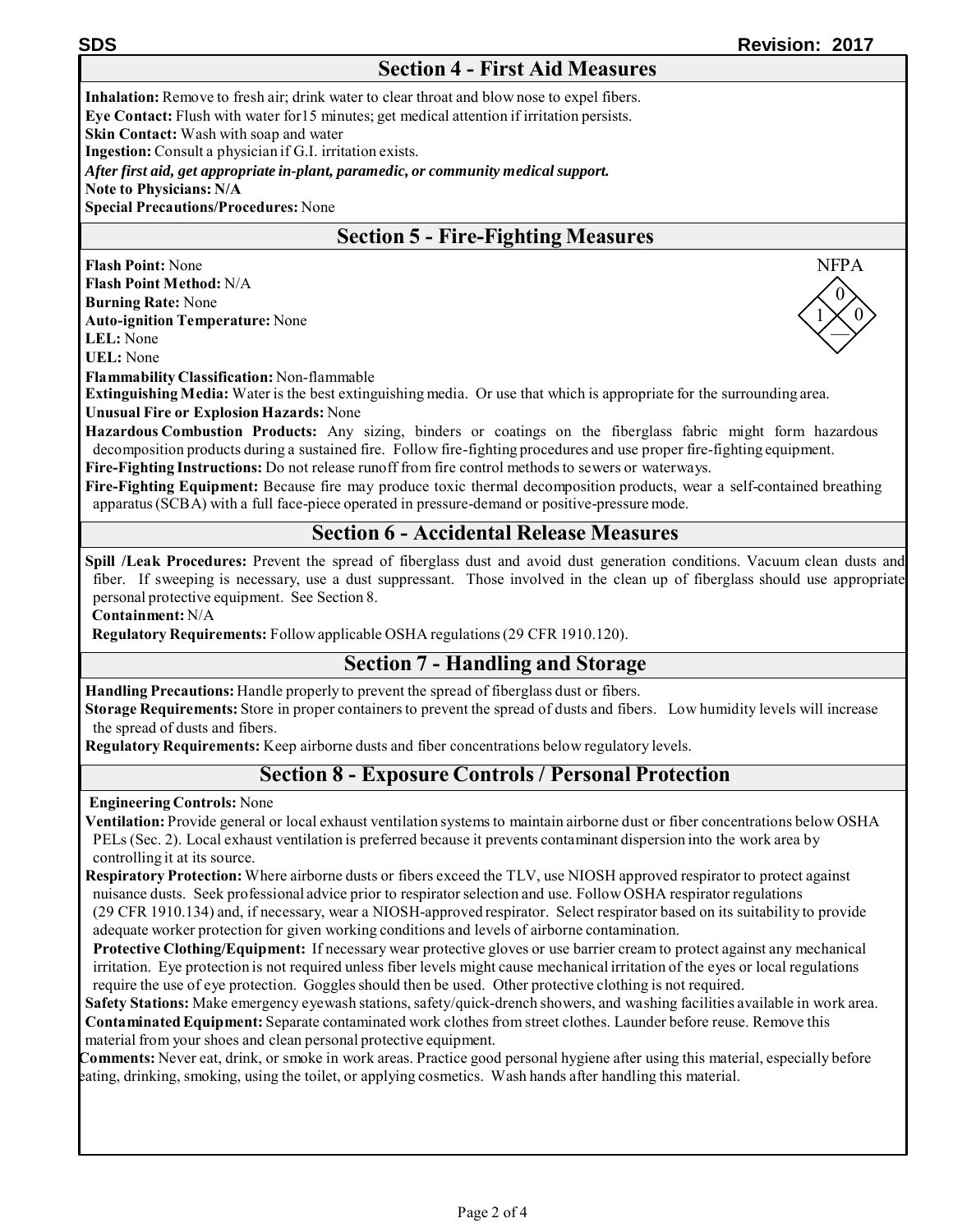## Section 4 - First Aid Measures

**Inhalation:** Remove to fresh air; drink water to clear throat and blow nose to expel fibers.
**Eye Contact:** Flush with water for15 minutes; get medical attention if irritation persists.
**Skin Contact:** Wash with soap and water
**Ingestion:** Consult a physician if G.I. irritation exists.
***After first aid, get appropriate in-plant, paramedic, or community medical support.***
**Note to Physicians: N/A**
**Special Precautions/Procedures:** None

## Section 5 - Fire-Fighting Measures

NFPA: Health 1, Flammability 0, Reactivity 0, Special —

**Flash Point:** None
**Flash Point Method:** N/A
**Burning Rate:** None
**Auto-ignition Temperature:** None
**LEL:** None
**UEL:** None
**Flammability Classification:** Non-flammable
**Extinguishing Media:** Water is the best extinguishing media. Or use that which is appropriate for the surrounding area.
**Unusual Fire or Explosion Hazards:** None
**Hazardous Combustion Products:** Any sizing, binders or coatings on the fiberglass fabric might form hazardous decomposition products during a sustained fire. Follow fire-fighting procedures and use proper fire-fighting equipment.
**Fire-Fighting Instructions:** Do not release runoff from fire control methods to sewers or waterways.
**Fire-Fighting Equipment:** Because fire may produce toxic thermal decomposition products, wear a self-contained breathing apparatus (SCBA) with a full face-piece operated in pressure-demand or positive-pressure mode.

## Section 6 - Accidental Release Measures

**Spill /Leak Procedures:** Prevent the spread of fiberglass dust and avoid dust generation conditions. Vacuum clean dusts and fiber. If sweeping is necessary, use a dust suppressant. Those involved in the clean up of fiberglass should use appropriate personal protective equipment. See Section 8.
**Containment:** N/A
**Regulatory Requirements:** Follow applicable OSHA regulations (29 CFR 1910.120).

## Section 7 - Handling and Storage

**Handling Precautions:** Handle properly to prevent the spread of fiberglass dust or fibers.
**Storage Requirements:** Store in proper containers to prevent the spread of dusts and fibers. Low humidity levels will increase the spread of dusts and fibers.
**Regulatory Requirements:** Keep airborne dusts and fiber concentrations below regulatory levels.

## Section 8 - Exposure Controls / Personal Protection

**Engineering Controls:** None
**Ventilation:** Provide general or local exhaust ventilation systems to maintain airborne dust or fiber concentrations below OSHA PELs (Sec. 2). Local exhaust ventilation is preferred because it prevents contaminant dispersion into the work area by controlling it at its source.
**Respiratory Protection:** Where airborne dusts or fibers exceed the TLV, use NIOSH approved respirator to protect against nuisance dusts. Seek professional advice prior to respirator selection and use. Follow OSHA respirator regulations (29 CFR 1910.134) and, if necessary, wear a NIOSH-approved respirator. Select respirator based on its suitability to provide adequate worker protection for given working conditions and levels of airborne contamination.
**Protective Clothing/Equipment:** If necessary wear protective gloves or use barrier cream to protect against any mechanical irritation. Eye protection is not required unless fiber levels might cause mechanical irritation of the eyes or local regulations require the use of eye protection. Goggles should then be used. Other protective clothing is not required.
**Safety Stations:** Make emergency eyewash stations, safety/quick-drench showers, and washing facilities available in work area.
**Contaminated Equipment:** Separate contaminated work clothes from street clothes. Launder before reuse. Remove this material from your shoes and clean personal protective equipment.
**Comments:** Never eat, drink, or smoke in work areas. Practice good personal hygiene after using this material, especially before eating, drinking, smoking, using the toilet, or applying cosmetics. Wash hands after handling this material.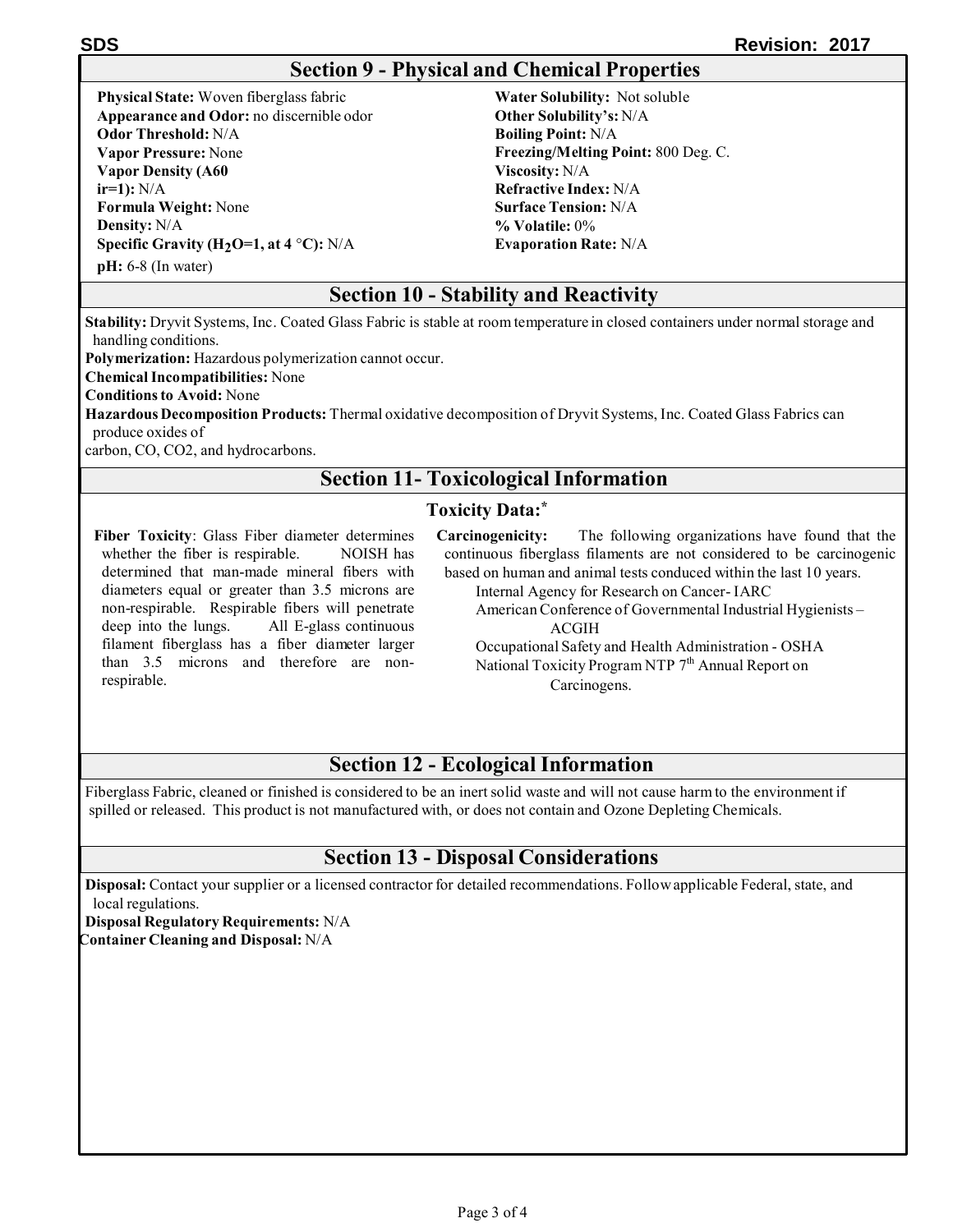## Section 9 - Physical and Chemical Properties

**Physical State:** Woven fiberglass fabric
**Appearance and Odor:** no discernible odor
**Odor Threshold:** N/A
**Vapor Pressure:** None
**Vapor Density (A60 ir=1):** N/A
**Formula Weight:** None
**Density:** N/A
**Specific Gravity ($H_2O$=1, at 4 °C):** N/A
**pH:** 6-8 (In water)

**Water Solubility:** Not soluble
**Other Solubility's:** N/A
**Boiling Point:** N/A
**Freezing/Melting Point:** 800 Deg. C.
**Viscosity:** N/A
**Refractive Index:** N/A
**Surface Tension:** N/A
**% Volatile:** 0%
**Evaporation Rate:** N/A

## Section 10 - Stability and Reactivity

**Stability:** Dryvit Systems, Inc. Coated Glass Fabric is stable at room temperature in closed containers under normal storage and handling conditions.
**Polymerization:** Hazardous polymerization cannot occur.
**Chemical Incompatibilities:** None
**Conditions to Avoid:** None
**Hazardous Decomposition Products:** Thermal oxidative decomposition of Dryvit Systems, Inc. Coated Glass Fabrics can produce oxides of carbon, CO, CO2, and hydrocarbons.

## Section 11- Toxicological Information

### Toxicity Data:*

**Fiber Toxicity**: Glass Fiber diameter determines whether the fiber is respirable. NOISH has determined that man-made mineral fibers with diameters equal or greater than 3.5 microns are non-respirable. Respirable fibers will penetrate deep into the lungs. All E-glass continuous filament fiberglass has a fiber diameter larger than 3.5 microns and therefore are non-respirable.

**Carcinogenicity:** The following organizations have found that the continuous fiberglass filaments are not considered to be carcinogenic based on human and animal tests conduced within the last 10 years.

- Internal Agency for Research on Cancer- IARC
- American Conference of Governmental Industrial Hygienists – ACGIH
- Occupational Safety and Health Administration - OSHA
- National Toxicity Program NTP 7th Annual Report on Carcinogens.

## Section 12 - Ecological Information

Fiberglass Fabric, cleaned or finished is considered to be an inert solid waste and will not cause harm to the environment if spilled or released. This product is not manufactured with, or does not contain and Ozone Depleting Chemicals.

## Section 13 - Disposal Considerations

**Disposal:** Contact your supplier or a licensed contractor for detailed recommendations. Follow applicable Federal, state, and local regulations.
**Disposal Regulatory Requirements:** N/A
**Container Cleaning and Disposal:** N/A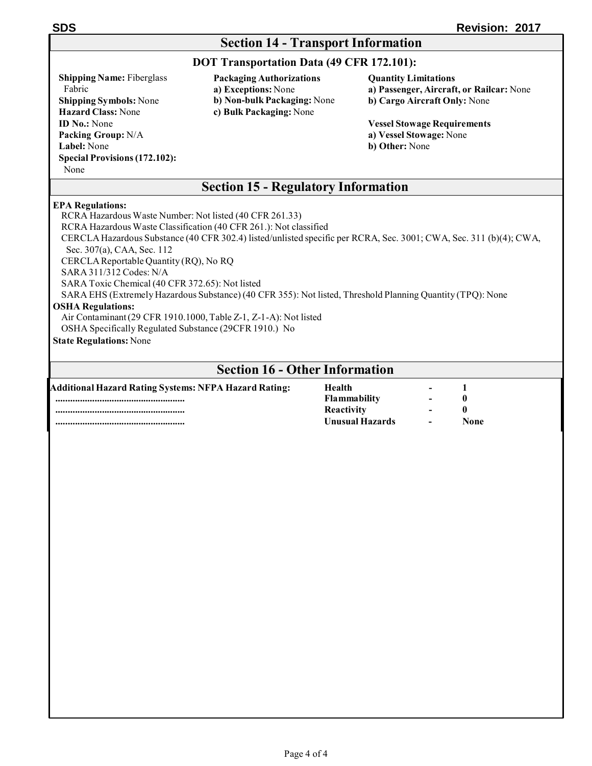## Section 14 - Transport Information

### DOT Transportation Data (49 CFR 172.101):

**Shipping Name:** Fiberglass Fabric
**Shipping Symbols:** None
**Hazard Class:** None
**ID No.:** None
**Packing Group:** N/A
**Label:** None
**Special Provisions (172.102):** None

**Packaging Authorizations**
**a) Exceptions:** None
**b) Non-bulk Packaging:** None
**c) Bulk Packaging:** None

**Quantity Limitations**
**a) Passenger, Aircraft, or Railcar:** None
**b) Cargo Aircraft Only:** None

**Vessel Stowage Requirements**
**a) Vessel Stowage:** None
**b) Other:** None

## Section 15 - Regulatory Information

**EPA Regulations:**

RCRA Hazardous Waste Number: Not listed (40 CFR 261.33)
RCRA Hazardous Waste Classification (40 CFR 261.): Not classified
CERCLA Hazardous Substance (40 CFR 302.4) listed/unlisted specific per RCRA, Sec. 3001; CWA, Sec. 311 (b)(4); CWA, Sec. 307(a), CAA, Sec. 112
CERCLA Reportable Quantity (RQ), No RQ
SARA 311/312 Codes: N/A
SARA Toxic Chemical (40 CFR 372.65): Not listed
SARA EHS (Extremely Hazardous Substance) (40 CFR 355): Not listed, Threshold Planning Quantity (TPQ): None

**OSHA Regulations:**

Air Contaminant (29 CFR 1910.1000, Table Z-1, Z-1-A): Not listed
OSHA Specifically Regulated Substance (29CFR 1910.) No

**State Regulations:** None

## Section 16 - Other Information

**Additional Hazard Rating Systems: NFPA Hazard Rating:**

| | | |
|---|---|---|
| **Health** | - | **1** |
| **Flammability** | - | **0** |
| **Reactivity** | - | **0** |
| **Unusual Hazards** | - | **None** |